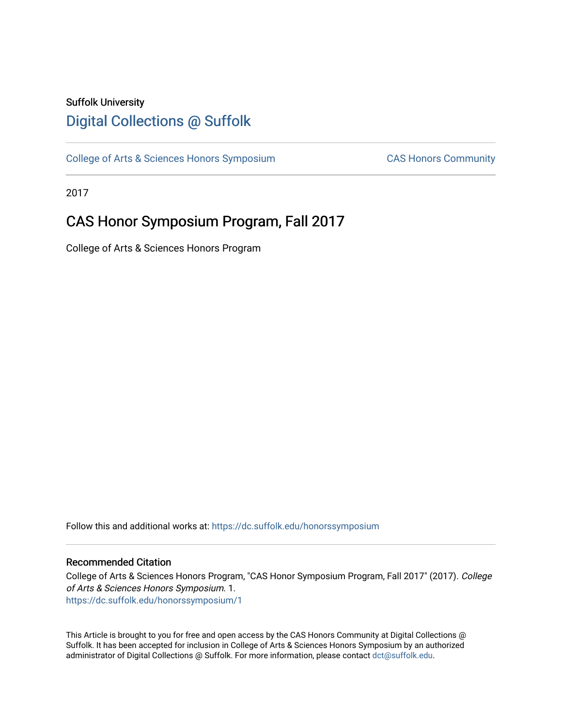Suffolk University

# Digital Collections @ Suffolk

College of Arts & Sciences Honors Symposium | CAS Honors Community

2017

## CAS Honor Symposium Program, Fall 2017

College of Arts & Sciences Honors Program

Follow this and additional works at: https://dc.suffolk.edu/honorssymposium

### Recommended Citation

College of Arts & Sciences Honors Program, "CAS Honor Symposium Program, Fall 2017" (2017). *College of Arts & Sciences Honors Symposium*. 1.
https://dc.suffolk.edu/honorssymposium/1

This Article is brought to you for free and open access by the CAS Honors Community at Digital Collections @ Suffolk. It has been accepted for inclusion in College of Arts & Sciences Honors Symposium by an authorized administrator of Digital Collections @ Suffolk. For more information, please contact dct@suffolk.edu.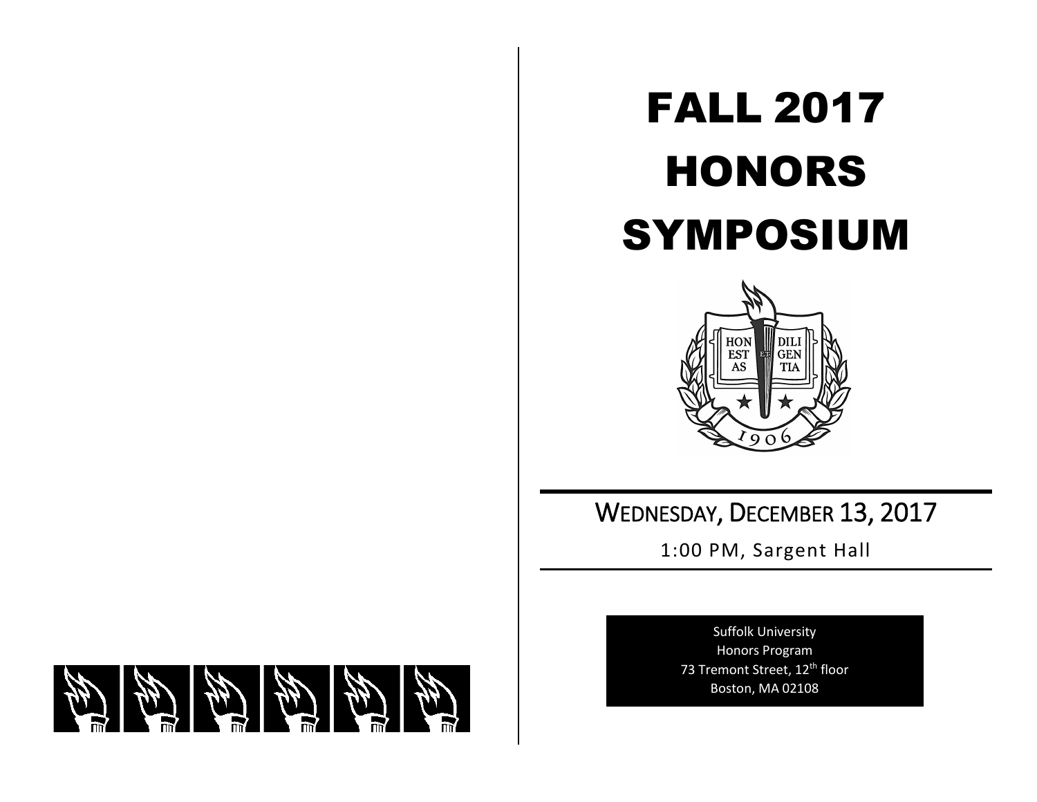# FALL 2017 HONORS SYMPOSIUM

HON EST AS ET DILI GEN TIA

1906

## WEDNESDAY, DECEMBER 13, 2017

1:00 PM, Sargent Hall

Suffolk University
Honors Program
73 Tremont Street, 12th floor
Boston, MA 02108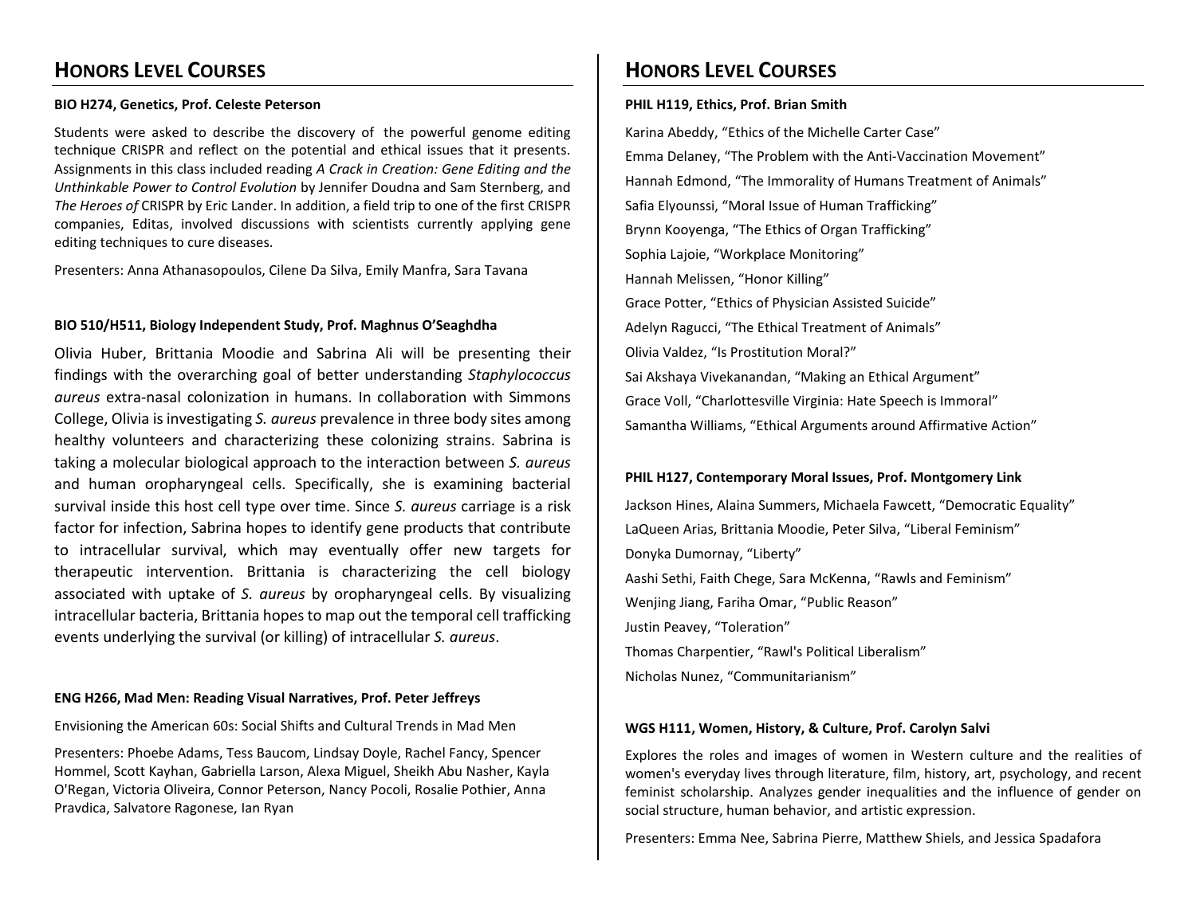## HONORS LEVEL COURSES

**BIO H274, Genetics, Prof. Celeste Peterson**

Students were asked to describe the discovery of the powerful genome editing technique CRISPR and reflect on the potential and ethical issues that it presents. Assignments in this class included reading *A Crack in Creation: Gene Editing and the Unthinkable Power to Control Evolution* by Jennifer Doudna and Sam Sternberg, and *The Heroes of* CRISPR by Eric Lander. In addition, a field trip to one of the first CRISPR companies, Editas, involved discussions with scientists currently applying gene editing techniques to cure diseases.

Presenters: Anna Athanasopoulos, Cilene Da Silva, Emily Manfra, Sara Tavana

**BIO 510/H511, Biology Independent Study, Prof. Maghnus O'Seaghdha**

Olivia Huber, Brittania Moodie and Sabrina Ali will be presenting their findings with the overarching goal of better understanding *Staphylococcus aureus* extra-nasal colonization in humans. In collaboration with Simmons College, Olivia is investigating *S. aureus* prevalence in three body sites among healthy volunteers and characterizing these colonizing strains. Sabrina is taking a molecular biological approach to the interaction between *S. aureus* and human oropharyngeal cells. Specifically, she is examining bacterial survival inside this host cell type over time. Since *S. aureus* carriage is a risk factor for infection, Sabrina hopes to identify gene products that contribute to intracellular survival, which may eventually offer new targets for therapeutic intervention. Brittania is characterizing the cell biology associated with uptake of *S. aureus* by oropharyngeal cells. By visualizing intracellular bacteria, Brittania hopes to map out the temporal cell trafficking events underlying the survival (or killing) of intracellular *S. aureus*.

**ENG H266, Mad Men: Reading Visual Narratives, Prof. Peter Jeffreys**

Envisioning the American 60s: Social Shifts and Cultural Trends in Mad Men

Presenters: Phoebe Adams, Tess Baucom, Lindsay Doyle, Rachel Fancy, Spencer Hommel, Scott Kayhan, Gabriella Larson, Alexa Miguel, Sheikh Abu Nasher, Kayla O'Regan, Victoria Oliveira, Connor Peterson, Nancy Pocoli, Rosalie Pothier, Anna Pravdica, Salvatore Ragonese, Ian Ryan

## HONORS LEVEL COURSES

**PHIL H119, Ethics, Prof. Brian Smith**

Karina Abeddy, "Ethics of the Michelle Carter Case"

Emma Delaney, "The Problem with the Anti-Vaccination Movement"

Hannah Edmond, "The Immorality of Humans Treatment of Animals"

Safia Elyounssi, "Moral Issue of Human Trafficking"

Brynn Kooyenga, "The Ethics of Organ Trafficking"

Sophia Lajoie, "Workplace Monitoring"

Hannah Melissen, "Honor Killing"

Grace Potter, "Ethics of Physician Assisted Suicide"

Adelyn Ragucci, "The Ethical Treatment of Animals"

Olivia Valdez, "Is Prostitution Moral?"

Sai Akshaya Vivekanandan, "Making an Ethical Argument"

Grace Voll, "Charlottesville Virginia: Hate Speech is Immoral"

Samantha Williams, "Ethical Arguments around Affirmative Action"

**PHIL H127, Contemporary Moral Issues, Prof. Montgomery Link**

Jackson Hines, Alaina Summers, Michaela Fawcett, "Democratic Equality"

LaQueen Arias, Brittania Moodie, Peter Silva, "Liberal Feminism"

Donyka Dumornay, "Liberty"

Aashi Sethi, Faith Chege, Sara McKenna, "Rawls and Feminism"

Wenjing Jiang, Fariha Omar, "Public Reason"

Justin Peavey, "Toleration"

Thomas Charpentier, "Rawl's Political Liberalism"

Nicholas Nunez, "Communitarianism"

**WGS H111, Women, History, & Culture, Prof. Carolyn Salvi**

Explores the roles and images of women in Western culture and the realities of women's everyday lives through literature, film, history, art, psychology, and recent feminist scholarship. Analyzes gender inequalities and the influence of gender on social structure, human behavior, and artistic expression.

Presenters: Emma Nee, Sabrina Pierre, Matthew Shiels, and Jessica Spadafora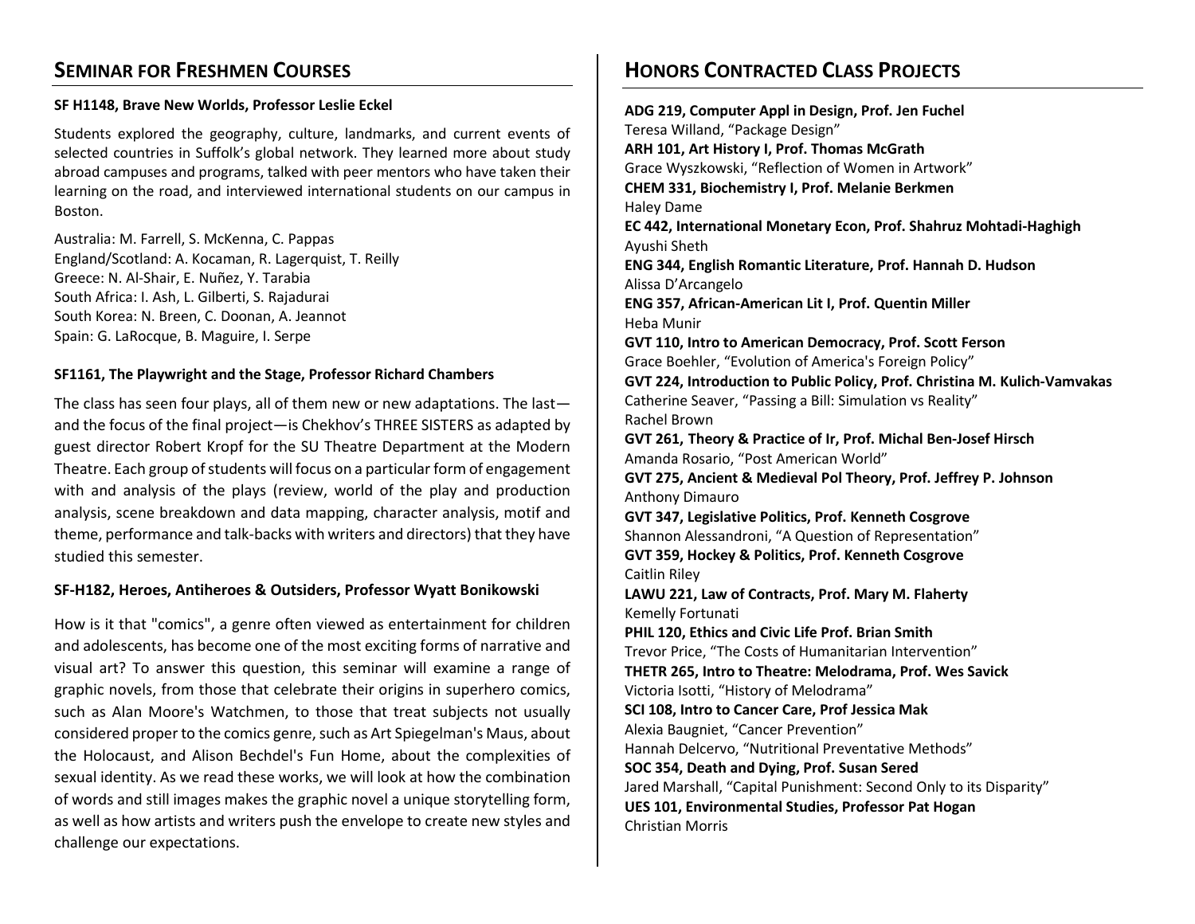## Seminar for Freshmen Courses

**SF H1148, Brave New Worlds, Professor Leslie Eckel**

Students explored the geography, culture, landmarks, and current events of selected countries in Suffolk's global network. They learned more about study abroad campuses and programs, talked with peer mentors who have taken their learning on the road, and interviewed international students on our campus in Boston.

Australia: M. Farrell, S. McKenna, C. Pappas
England/Scotland: A. Kocaman, R. Lagerquist, T. Reilly
Greece: N. Al-Shair, E. Nuñez, Y. Tarabia
South Africa: I. Ash, L. Gilberti, S. Rajadurai
South Korea: N. Breen, C. Doonan, A. Jeannot
Spain: G. LaRocque, B. Maguire, I. Serpe

**SF1161, The Playwright and the Stage, Professor Richard Chambers**

The class has seen four plays, all of them new or new adaptations. The last—and the focus of the final project—is Chekhov's THREE SISTERS as adapted by guest director Robert Kropf for the SU Theatre Department at the Modern Theatre. Each group of students will focus on a particular form of engagement with and analysis of the plays (review, world of the play and production analysis, scene breakdown and data mapping, character analysis, motif and theme, performance and talk-backs with writers and directors) that they have studied this semester.

**SF-H182, Heroes, Antiheroes & Outsiders, Professor Wyatt Bonikowski**

How is it that "comics", a genre often viewed as entertainment for children and adolescents, has become one of the most exciting forms of narrative and visual art? To answer this question, this seminar will examine a range of graphic novels, from those that celebrate their origins in superhero comics, such as Alan Moore's Watchmen, to those that treat subjects not usually considered proper to the comics genre, such as Art Spiegelman's Maus, about the Holocaust, and Alison Bechdel's Fun Home, about the complexities of sexual identity. As we read these works, we will look at how the combination of words and still images makes the graphic novel a unique storytelling form, as well as how artists and writers push the envelope to create new styles and challenge our expectations.

## Honors Contracted Class Projects

**ADG 219, Computer Appl in Design, Prof. Jen Fuchel**
Teresa Willand, "Package Design"
**ARH 101, Art History I, Prof. Thomas McGrath**
Grace Wyszkowski, "Reflection of Women in Artwork"
**CHEM 331, Biochemistry I, Prof. Melanie Berkmen**
Haley Dame
**EC 442, International Monetary Econ, Prof. Shahruz Mohtadi-Haghigh**
Ayushi Sheth
**ENG 344, English Romantic Literature, Prof. Hannah D. Hudson**
Alissa D'Arcangelo
**ENG 357, African-American Lit I, Prof. Quentin Miller**
Heba Munir
**GVT 110, Intro to American Democracy, Prof. Scott Ferson**
Grace Boehler, "Evolution of America's Foreign Policy"
**GVT 224, Introduction to Public Policy, Prof. Christina M. Kulich-Vamvakas**
Catherine Seaver, "Passing a Bill: Simulation vs Reality"
Rachel Brown
**GVT 261, Theory & Practice of Ir, Prof. Michal Ben-Josef Hirsch**
Amanda Rosario, "Post American World"
**GVT 275, Ancient & Medieval Pol Theory, Prof. Jeffrey P. Johnson**
Anthony Dimauro
**GVT 347, Legislative Politics, Prof. Kenneth Cosgrove**
Shannon Alessandroni, "A Question of Representation"
**GVT 359, Hockey & Politics, Prof. Kenneth Cosgrove**
Caitlin Riley
**LAWU 221, Law of Contracts, Prof. Mary M. Flaherty**
Kemelly Fortunati
**PHIL 120, Ethics and Civic Life Prof. Brian Smith**
Trevor Price, "The Costs of Humanitarian Intervention"
**THETR 265, Intro to Theatre: Melodrama, Prof. Wes Savick**
Victoria Isotti, "History of Melodrama"
**SCI 108, Intro to Cancer Care, Prof Jessica Mak**
Alexia Baugniet, "Cancer Prevention"
Hannah Delcervo, "Nutritional Preventative Methods"
**SOC 354, Death and Dying, Prof. Susan Sered**
Jared Marshall, "Capital Punishment: Second Only to its Disparity"
**UES 101, Environmental Studies, Professor Pat Hogan**
Christian Morris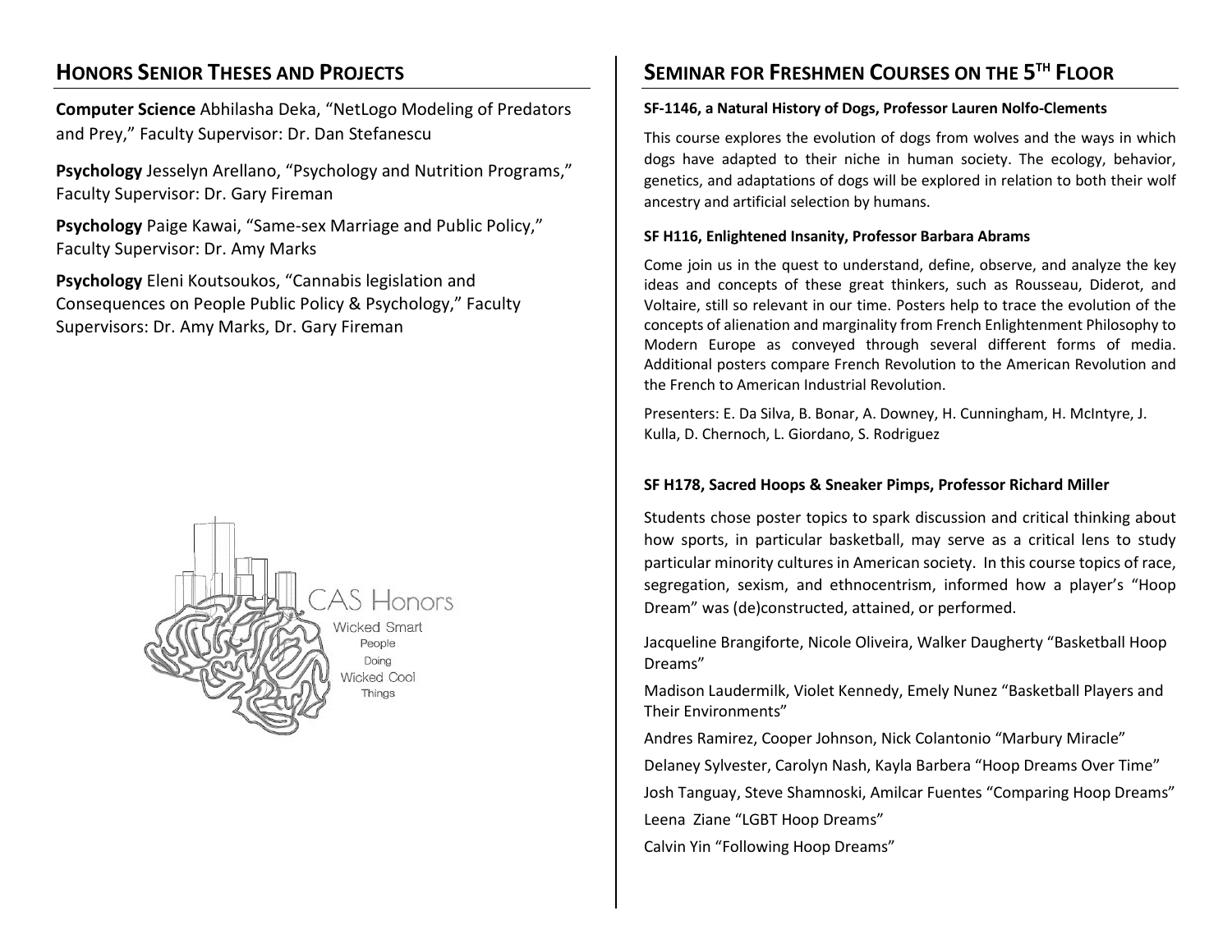## HONORS SENIOR THESES AND PROJECTS

**Computer Science** Abhilasha Deka, "NetLogo Modeling of Predators and Prey," Faculty Supervisor: Dr. Dan Stefanescu

**Psychology** Jesselyn Arellano, "Psychology and Nutrition Programs," Faculty Supervisor: Dr. Gary Fireman

**Psychology** Paige Kawai, "Same-sex Marriage and Public Policy," Faculty Supervisor: Dr. Amy Marks

**Psychology** Eleni Koutsoukos, "Cannabis legislation and Consequences on People Public Policy & Psychology," Faculty Supervisors: Dr. Amy Marks, Dr. Gary Fireman

CAS Honors

Wicked Smart People Doing Wicked Cool Things

## SEMINAR FOR FRESHMEN COURSES ON THE 5TH FLOOR

**SF-1146, a Natural History of Dogs, Professor Lauren Nolfo-Clements**

This course explores the evolution of dogs from wolves and the ways in which dogs have adapted to their niche in human society. The ecology, behavior, genetics, and adaptations of dogs will be explored in relation to both their wolf ancestry and artificial selection by humans.

**SF H116, Enlightened Insanity, Professor Barbara Abrams**

Come join us in the quest to understand, define, observe, and analyze the key ideas and concepts of these great thinkers, such as Rousseau, Diderot, and Voltaire, still so relevant in our time. Posters help to trace the evolution of the concepts of alienation and marginality from French Enlightenment Philosophy to Modern Europe as conveyed through several different forms of media. Additional posters compare French Revolution to the American Revolution and the French to American Industrial Revolution.

Presenters: E. Da Silva, B. Bonar, A. Downey, H. Cunningham, H. McIntyre, J. Kulla, D. Chernoch, L. Giordano, S. Rodriguez

**SF H178, Sacred Hoops & Sneaker Pimps, Professor Richard Miller**

Students chose poster topics to spark discussion and critical thinking about how sports, in particular basketball, may serve as a critical lens to study particular minority cultures in American society. In this course topics of race, segregation, sexism, and ethnocentrism, informed how a player's "Hoop Dream" was (de)constructed, attained, or performed.

Jacqueline Brangiforte, Nicole Oliveira, Walker Daugherty "Basketball Hoop Dreams"

Madison Laudermilk, Violet Kennedy, Emely Nunez "Basketball Players and Their Environments"

Andres Ramirez, Cooper Johnson, Nick Colantonio "Marbury Miracle"

Delaney Sylvester, Carolyn Nash, Kayla Barbera "Hoop Dreams Over Time"

Josh Tanguay, Steve Shamnoski, Amilcar Fuentes "Comparing Hoop Dreams"

Leena Ziane "LGBT Hoop Dreams"

Calvin Yin "Following Hoop Dreams"